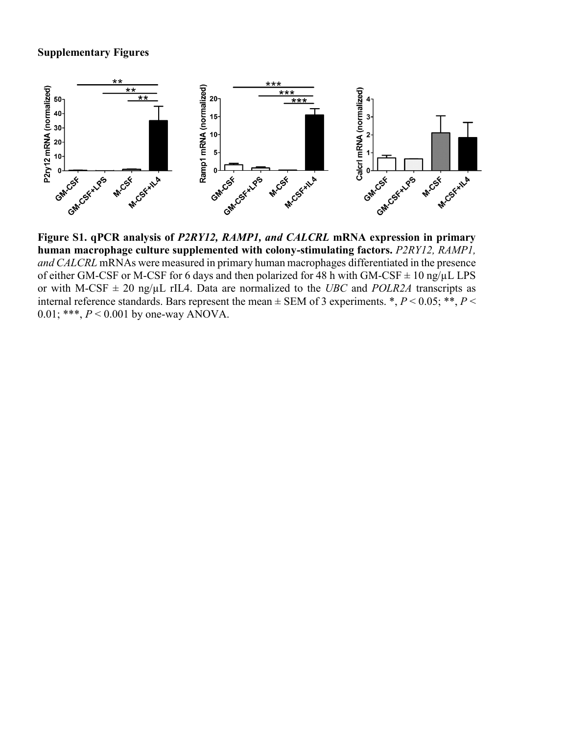**Supplementary Figures**

**Figure S1. qPCR analysis of *P2RY12, RAMP1, and CALCRL* mRNA expression in primary human macrophage culture supplemented with colony-stimulating factors.** *P2RY12, RAMP1, and CALCRL* mRNAs were measured in primary human macrophages differentiated in the presence of either GM-CSF or M-CSF for 6 days and then polarized for 48 h with GM-CSF ± 10 ng/µL LPS or with M-CSF ± 20 ng/µL rIL4. Data are normalized to the *UBC* and *POLR2A* transcripts as internal reference standards. Bars represent the mean ± SEM of 3 experiments. *, $P < 0.05$; **, $P < 0.01$; ***, $P < 0.001$ by one-way ANOVA.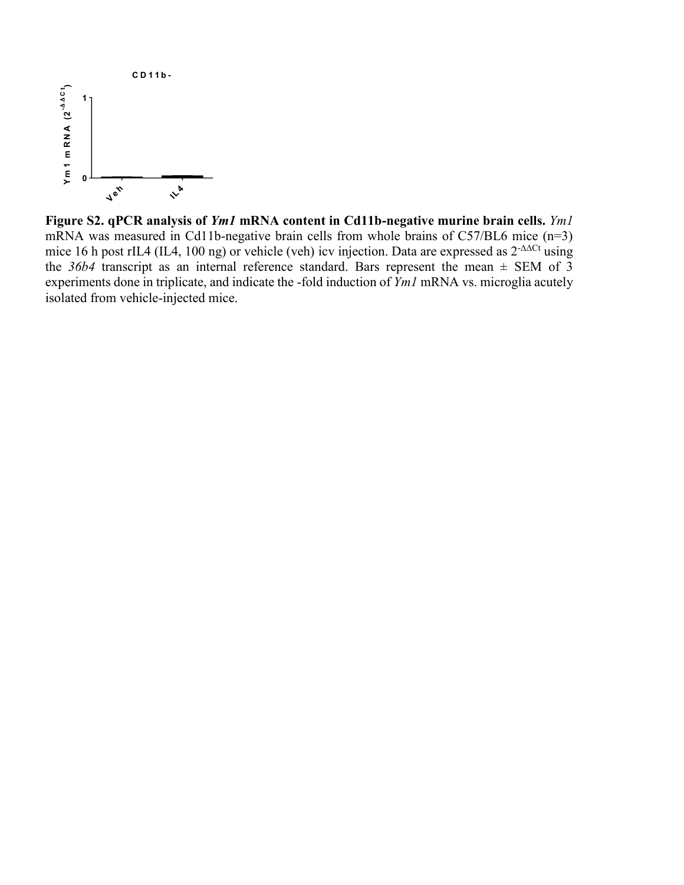**Figure S2. qPCR analysis of *Ym1* mRNA content in Cd11b-negative murine brain cells.** *Ym1* mRNA was measured in Cd11b-negative brain cells from whole brains of C57/BL6 mice (n=3) mice 16 h post rIL4 (IL4, 100 ng) or vehicle (veh) icv injection. Data are expressed as $2^{-\Delta\Delta Ct}$ using the *36b4* transcript as an internal reference standard. Bars represent the mean ± SEM of 3 experiments done in triplicate, and indicate the -fold induction of *Ym1* mRNA vs. microglia acutely isolated from vehicle-injected mice.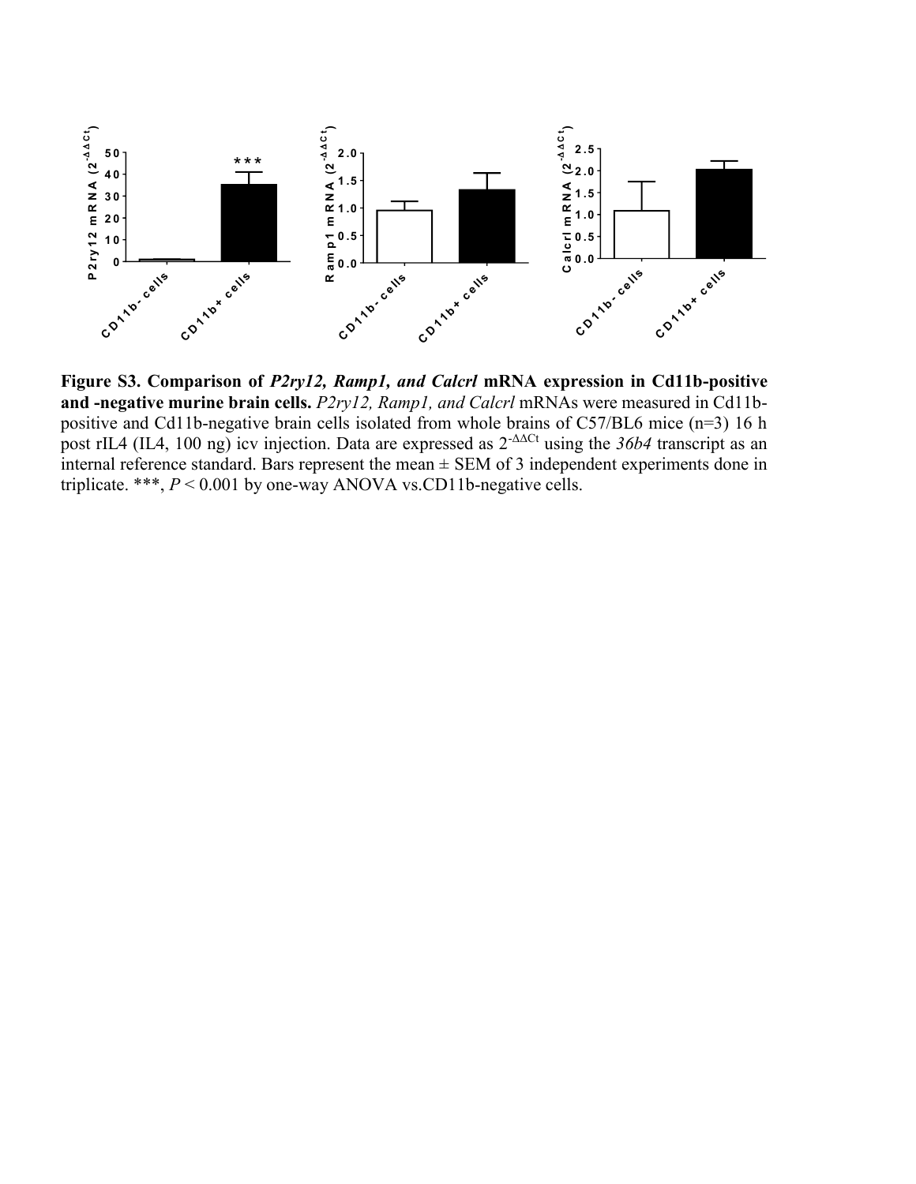**Figure S3. Comparison of *P2ry12, Ramp1, and Calcrl* mRNA expression in Cd11b-positive and -negative murine brain cells.** *P2ry12, Ramp1, and Calcrl* mRNAs were measured in Cd11b-positive and Cd11b-negative brain cells isolated from whole brains of C57/BL6 mice (n=3) 16 h post rIL4 (IL4, 100 ng) icv injection. Data are expressed as $2^{-\Delta\Delta Ct}$ using the *36b4* transcript as an internal reference standard. Bars represent the mean ± SEM of 3 independent experiments done in triplicate. ***, $P < 0.001$ by one-way ANOVA vs.CD11b-negative cells.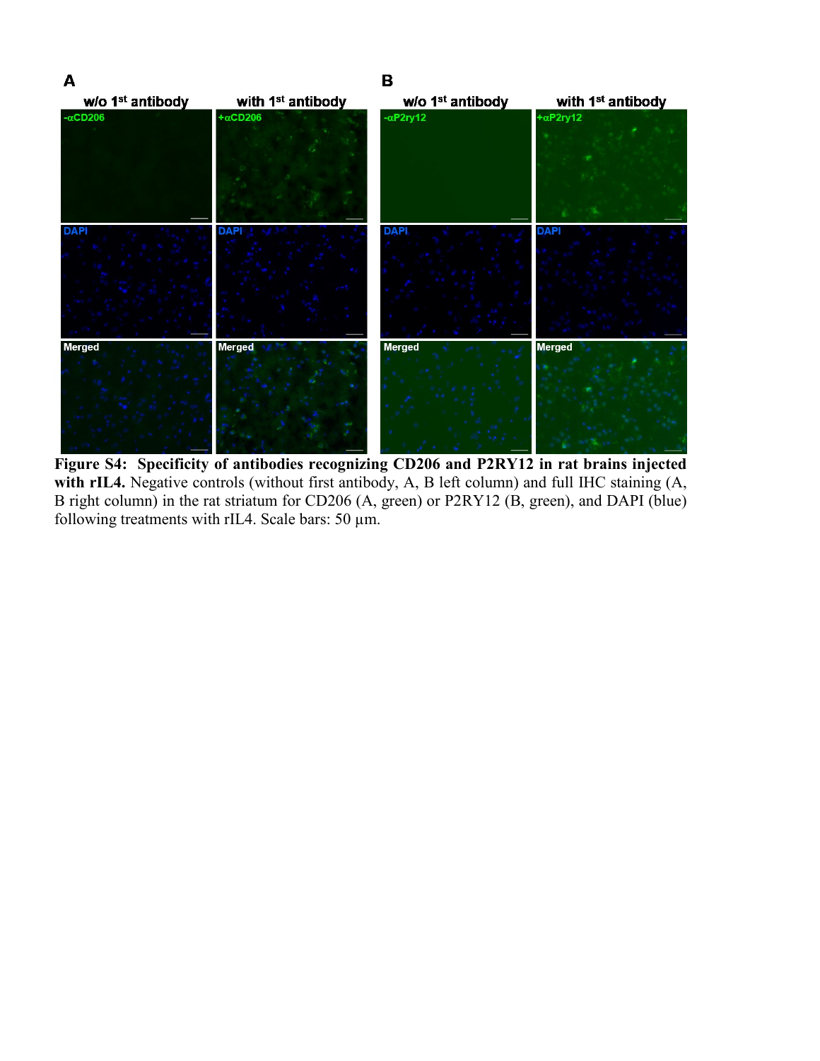**Figure S4: Specificity of antibodies recognizing CD206 and P2RY12 in rat brains injected with rIL4.** Negative controls (without first antibody, A, B left column) and full IHC staining (A, B right column) in the rat striatum for CD206 (A, green) or P2RY12 (B, green), and DAPI (blue) following treatments with rIL4. Scale bars: 50 µm.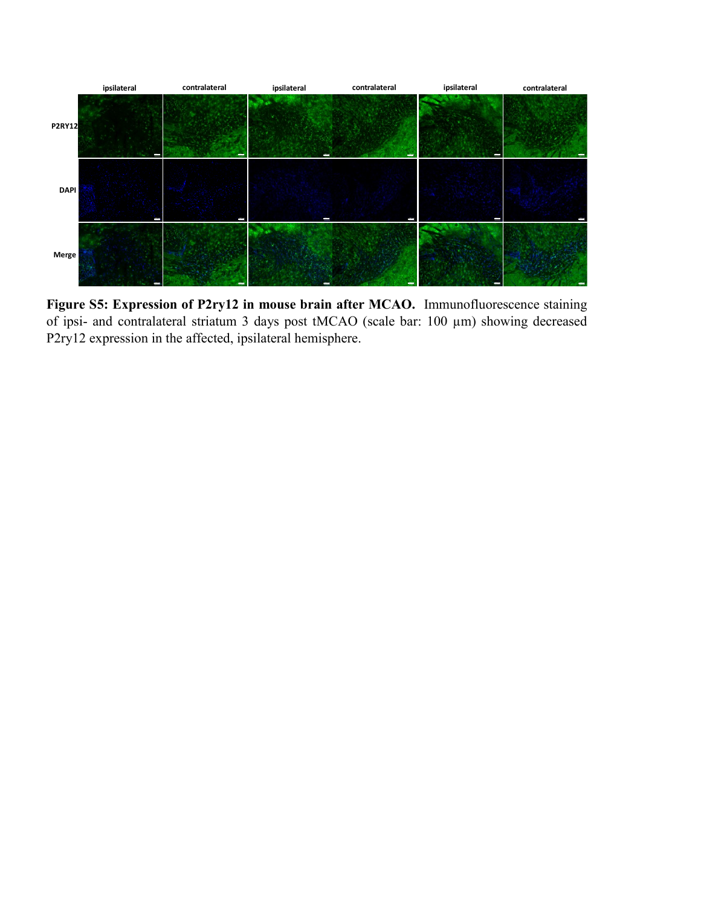**Figure S5: Expression of P2ry12 in mouse brain after MCAO.** Immunofluorescence staining of ipsi- and contralateral striatum 3 days post tMCAO (scale bar: 100 µm) showing decreased P2ry12 expression in the affected, ipsilateral hemisphere.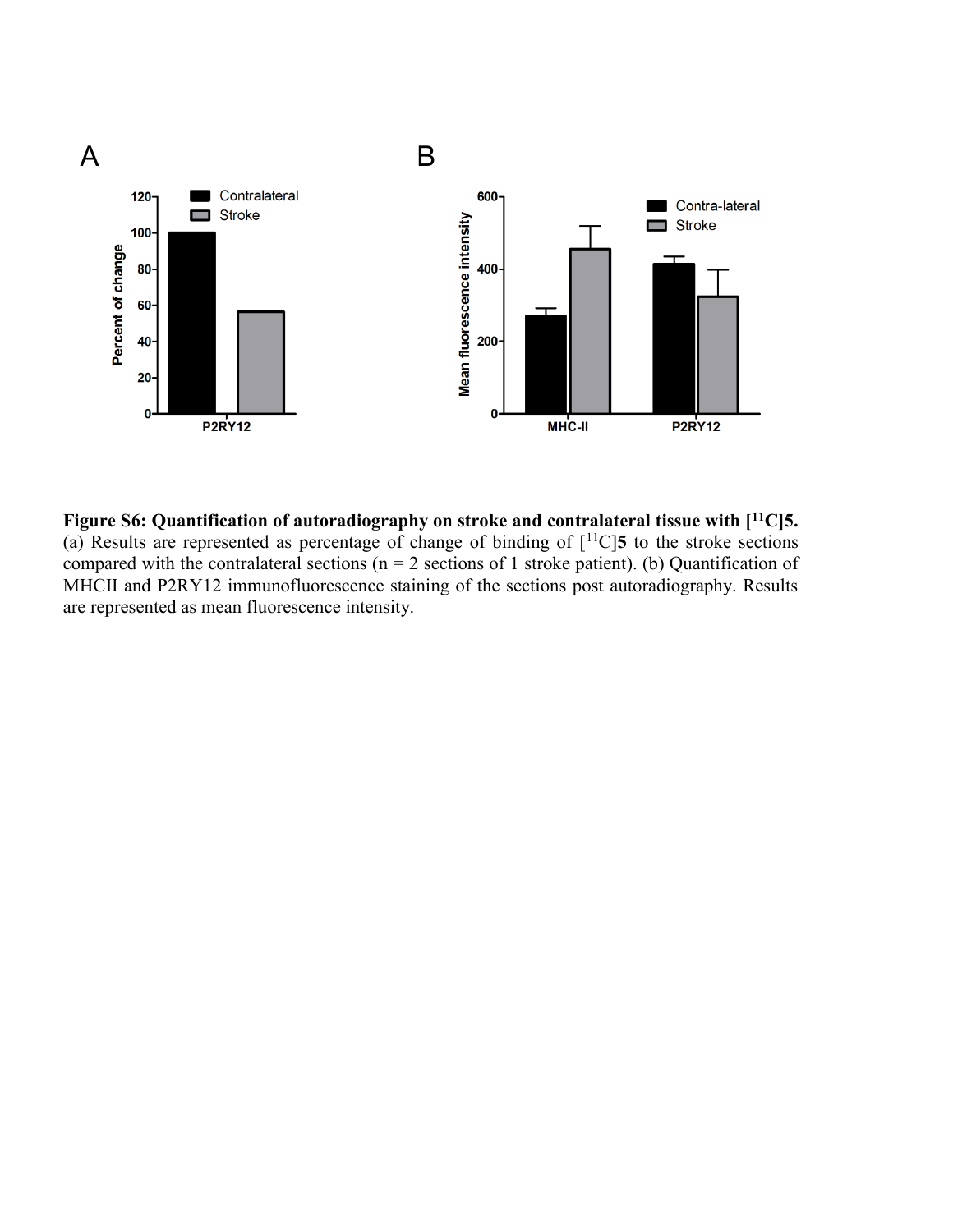A

120
100
80
60
40
20
0

Percent of change

Contralateral
Stroke

P2RY12

B

600
400
200
0

Mean fluorescence intensity

Contra-lateral
Stroke

MHC-II
P2RY12

**Figure S6: Quantification of autoradiography on stroke and contralateral tissue with [$^{11}$C]5.** (a) Results are represented as percentage of change of binding of [$^{11}$C]**5** to the stroke sections compared with the contralateral sections (n = 2 sections of 1 stroke patient). (b) Quantification of MHCII and P2RY12 immunofluorescence staining of the sections post autoradiography. Results are represented as mean fluorescence intensity.